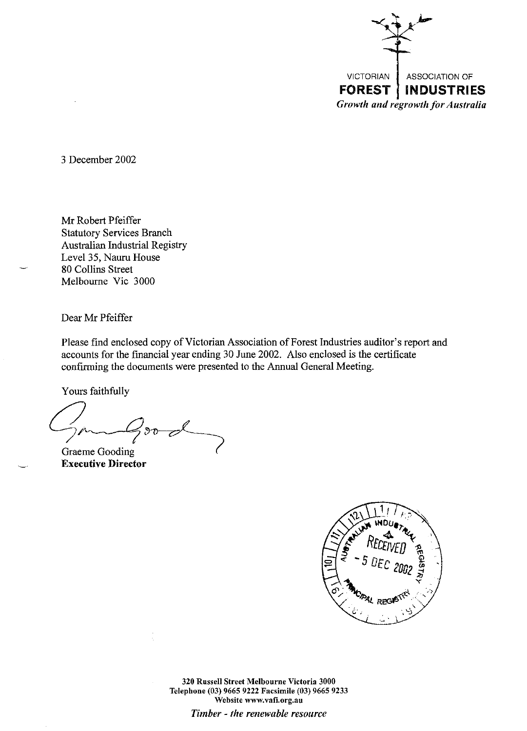VICTORIAN ASSOCIATION OF
**FOREST INDUSTRIES**
*Growth and regrowth for Australia*

3 December 2002

Mr Robert Pfeiffer
Statutory Services Branch
Australian Industrial Registry
Level 35, Nauru House
80 Collins Street
Melbourne Vic 3000

Dear Mr Pfeiffer

Please find enclosed copy of Victorian Association of Forest Industries auditor's report and accounts for the financial year ending 30 June 2002. Also enclosed is the certificate confirming the documents were presented to the Annual General Meeting.

Yours faithfully

Graeme Gooding
**Executive Director**

AUSTRALIAN INDUSTRIAL REGISTRY
RECEIVED
- 5 DEC 2002
PRINCIPAL REGISTRY

**320 Russell Street Melbourne Victoria 3000**
**Telephone (03) 9665 9222 Facsimile (03) 9665 9233**
**Website www.vafi.org.au**

*Timber - the renewable resource*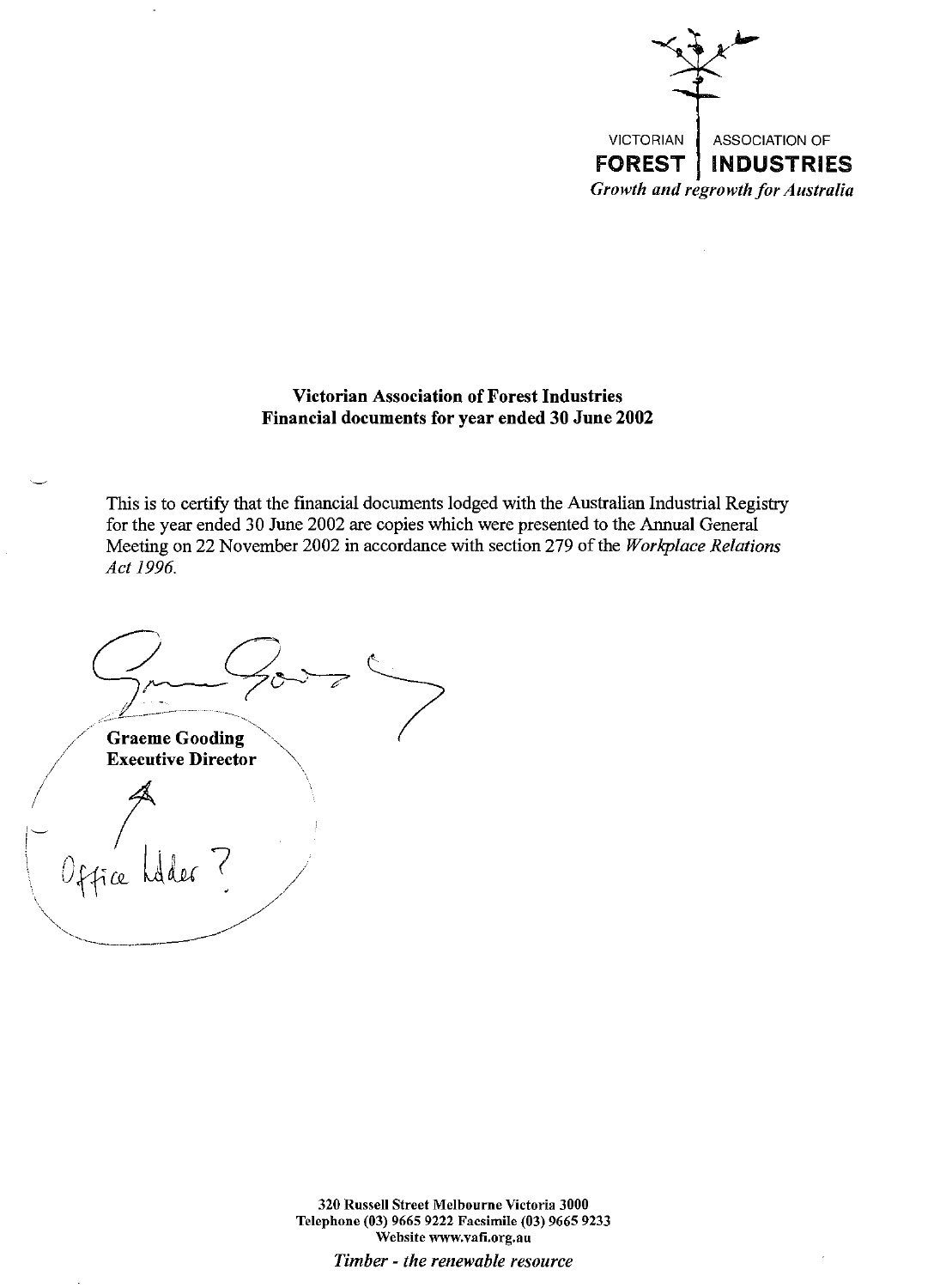VICTORIAN ASSOCIATION OF
**FOREST INDUSTRIES**
*Growth and regrowth for Australia*

**Victorian Association of Forest Industries**
**Financial documents for year ended 30 June 2002**

This is to certify that the financial documents lodged with the Australian Industrial Registry for the year ended 30 June 2002 are copies which were presented to the Annual General Meeting on 22 November 2002 in accordance with section 279 of the *Workplace Relations Act 1996.*

**Graeme Gooding**
**Executive Director**

Office holder?

320 Russell Street Melbourne Victoria 3000
Telephone (03) 9665 9222 Facsimile (03) 9665 9233
Website www.vafi.org.au

*Timber - the renewable resource*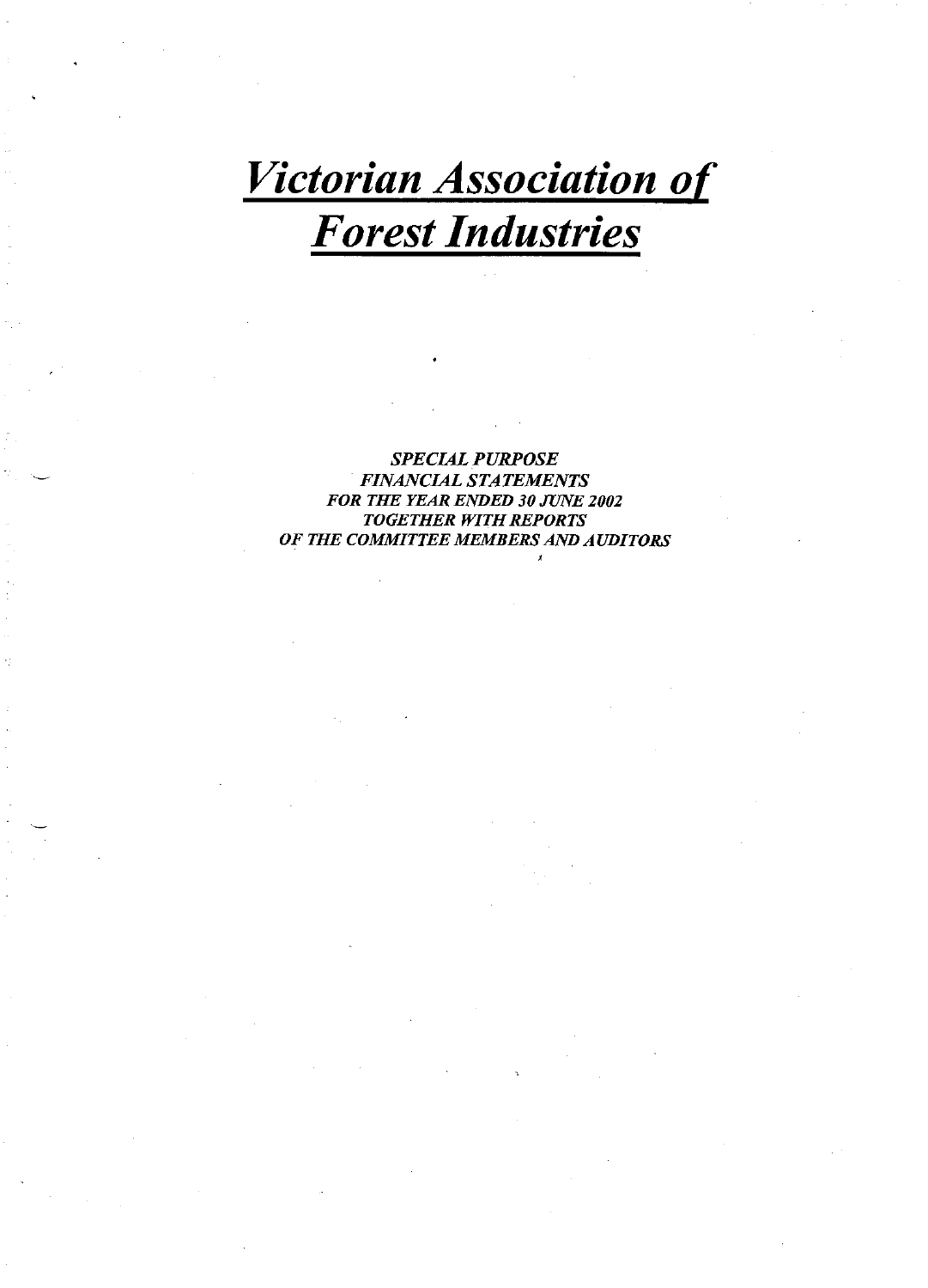# *Victorian Association of Forest Industries*

***SPECIAL PURPOSE***
***FINANCIAL STATEMENTS***
***FOR THE YEAR ENDED 30 JUNE 2002***
***TOGETHER WITH REPORTS***
***OF THE COMMITTEE MEMBERS AND AUDITORS***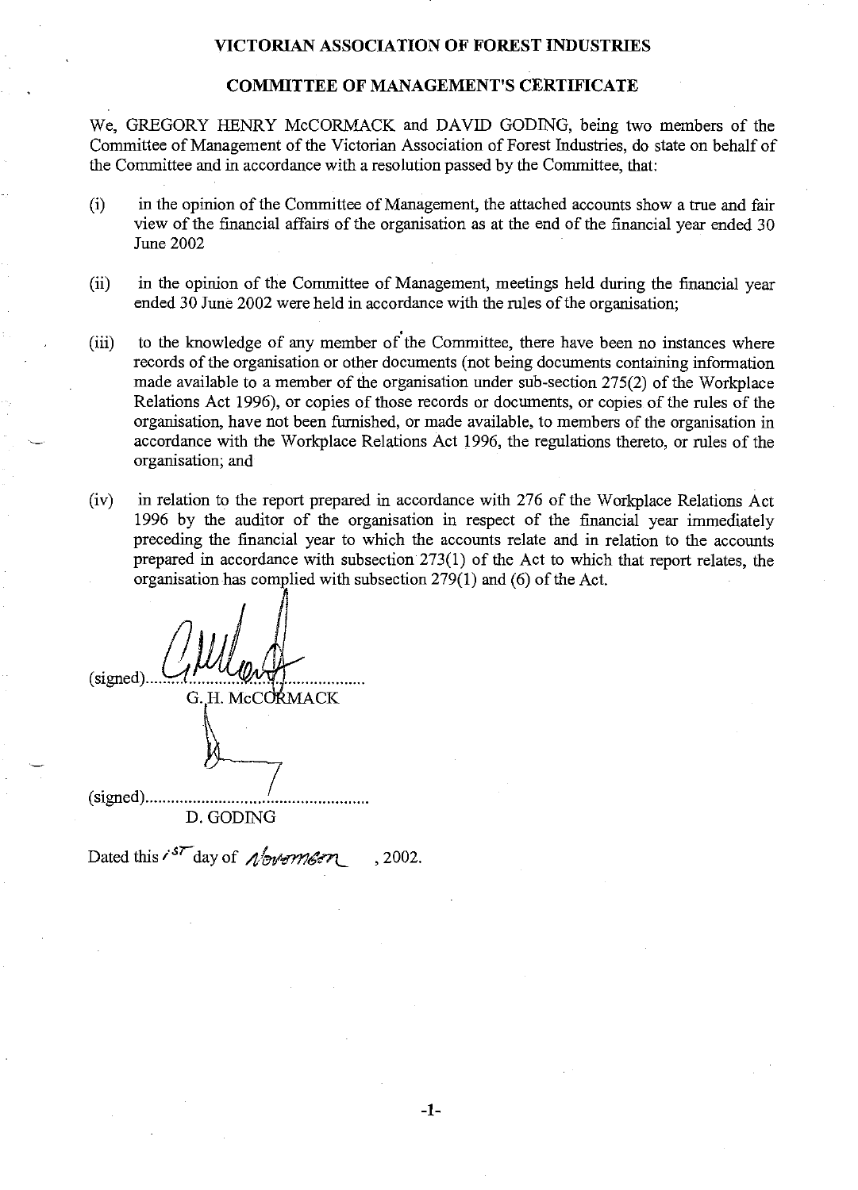# VICTORIAN ASSOCIATION OF FOREST INDUSTRIES

## COMMITTEE OF MANAGEMENT'S CERTIFICATE

We, GREGORY HENRY McCORMACK and DAVID GODING, being two members of the Committee of Management of the Victorian Association of Forest Industries, do state on behalf of the Committee and in accordance with a resolution passed by the Committee, that:

(i) in the opinion of the Committee of Management, the attached accounts show a true and fair view of the financial affairs of the organisation as at the end of the financial year ended 30 June 2002

(ii) in the opinion of the Committee of Management, meetings held during the financial year ended 30 June 2002 were held in accordance with the rules of the organisation;

(iii) to the knowledge of any member of the Committee, there have been no instances where records of the organisation or other documents (not being documents containing information made available to a member of the organisation under sub-section 275(2) of the Workplace Relations Act 1996), or copies of those records or documents, or copies of the rules of the organisation, have not been furnished, or made available, to members of the organisation in accordance with the Workplace Relations Act 1996, the regulations thereto, or rules of the organisation; and

(iv) in relation to the report prepared in accordance with 276 of the Workplace Relations Act 1996 by the auditor of the organisation in respect of the financial year immediately preceding the financial year to which the accounts relate and in relation to the accounts prepared in accordance with subsection 273(1) of the Act to which that report relates, the organisation has complied with subsection 279(1) and (6) of the Act.

(signed)..............................................
G. H. McCORMACK

(signed)..............................................
D. GODING

Dated this 1st day of November, 2002.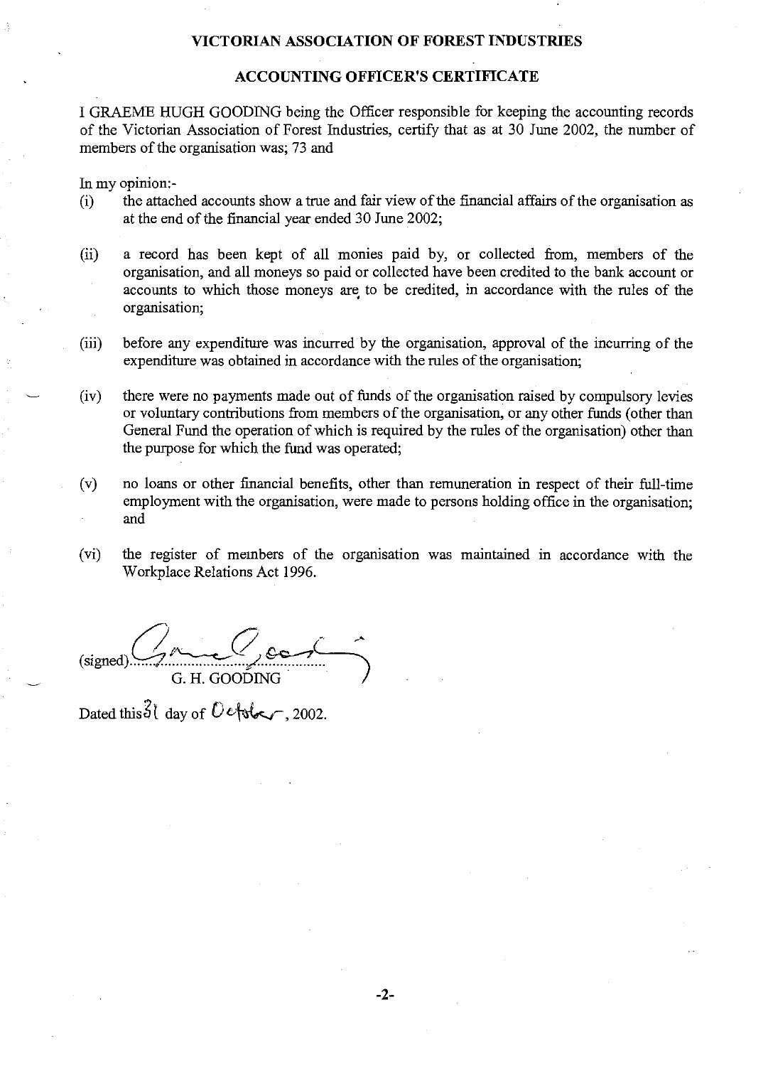# VICTORIAN ASSOCIATION OF FOREST INDUSTRIES

## ACCOUNTING OFFICER'S CERTIFICATE

I GRAEME HUGH GOODING being the Officer responsible for keeping the accounting records of the Victorian Association of Forest Industries, certify that as at 30 June 2002, the number of members of the organisation was; 73 and

In my opinion:-

(i) the attached accounts show a true and fair view of the financial affairs of the organisation as at the end of the financial year ended 30 June 2002;

(ii) a record has been kept of all monies paid by, or collected from, members of the organisation, and all moneys so paid or collected have been credited to the bank account or accounts to which those moneys are to be credited, in accordance with the rules of the organisation;

(iii) before any expenditure was incurred by the organisation, approval of the incurring of the expenditure was obtained in accordance with the rules of the organisation;

(iv) there were no payments made out of funds of the organisation raised by compulsory levies or voluntary contributions from members of the organisation, or any other funds (other than General Fund the operation of which is required by the rules of the organisation) other than the purpose for which the fund was operated;

(v) no loans or other financial benefits, other than remuneration in respect of their full-time employment with the organisation, were made to persons holding office in the organisation; and

(vi) the register of members of the organisation was maintained in accordance with the Workplace Relations Act 1996.

(signed)..............................................

G. H. GOODING

Dated this 31 day of October, 2002.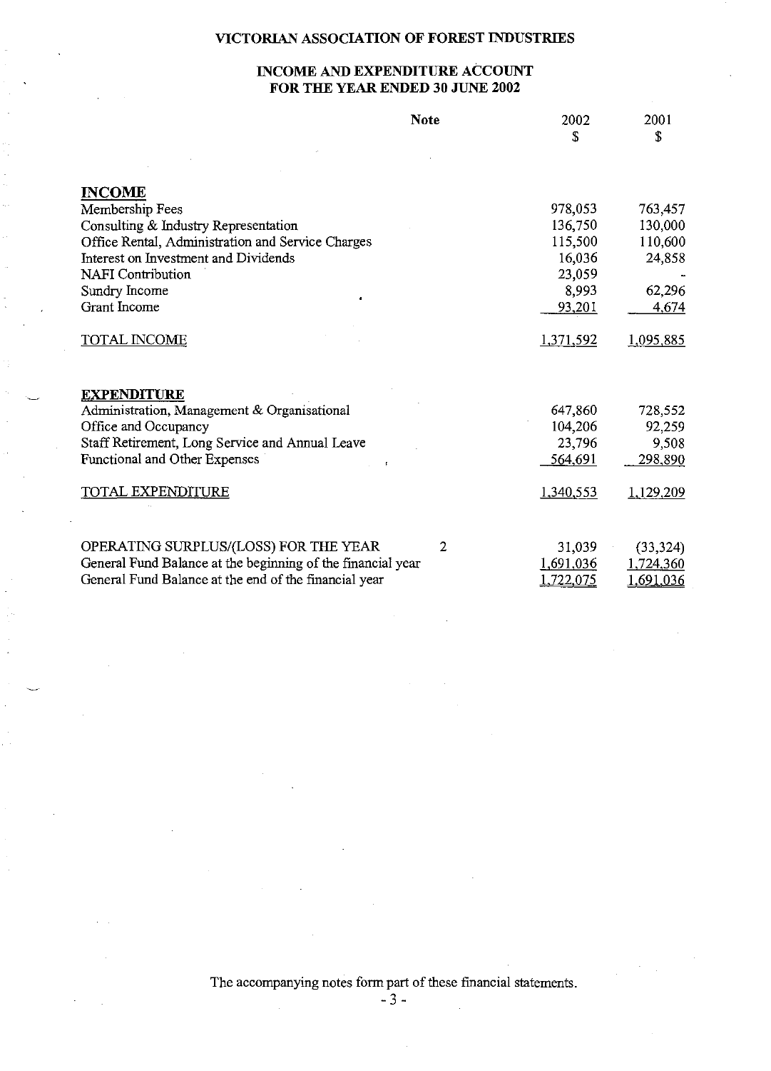# VICTORIAN ASSOCIATION OF FOREST INDUSTRIES

## INCOME AND EXPENDITURE ACCOUNT FOR THE YEAR ENDED 30 JUNE 2002

| | Note | 2002 $ | 2001 $ |
|---|---|---|---|
| **INCOME** | | | |
| Membership Fees | | 978,053 | 763,457 |
| Consulting & Industry Representation | | 136,750 | 130,000 |
| Office Rental, Administration and Service Charges | | 115,500 | 110,600 |
| Interest on Investment and Dividends | | 16,036 | 24,858 |
| NAFI Contribution | | 23,059 | - |
| Sundry Income | | 8,993 | 62,296 |
| Grant Income | | 93,201 | 4,674 |
| TOTAL INCOME | | 1,371,592 | 1,095,885 |
| **EXPENDITURE** | | | |
| Administration, Management & Organisational | | 647,860 | 728,552 |
| Office and Occupancy | | 104,206 | 92,259 |
| Staff Retirement, Long Service and Annual Leave | | 23,796 | 9,508 |
| Functional and Other Expenses | | 564,691 | 298,890 |
| TOTAL EXPENDITURE | | 1,340,553 | 1,129,209 |
| OPERATING SURPLUS/(LOSS) FOR THE YEAR | 2 | 31,039 | (33,324) |
| General Fund Balance at the beginning of the financial year | | 1,691,036 | 1,724,360 |
| General Fund Balance at the end of the financial year | | 1,722,075 | 1,691,036 |

The accompanying notes form part of these financial statements.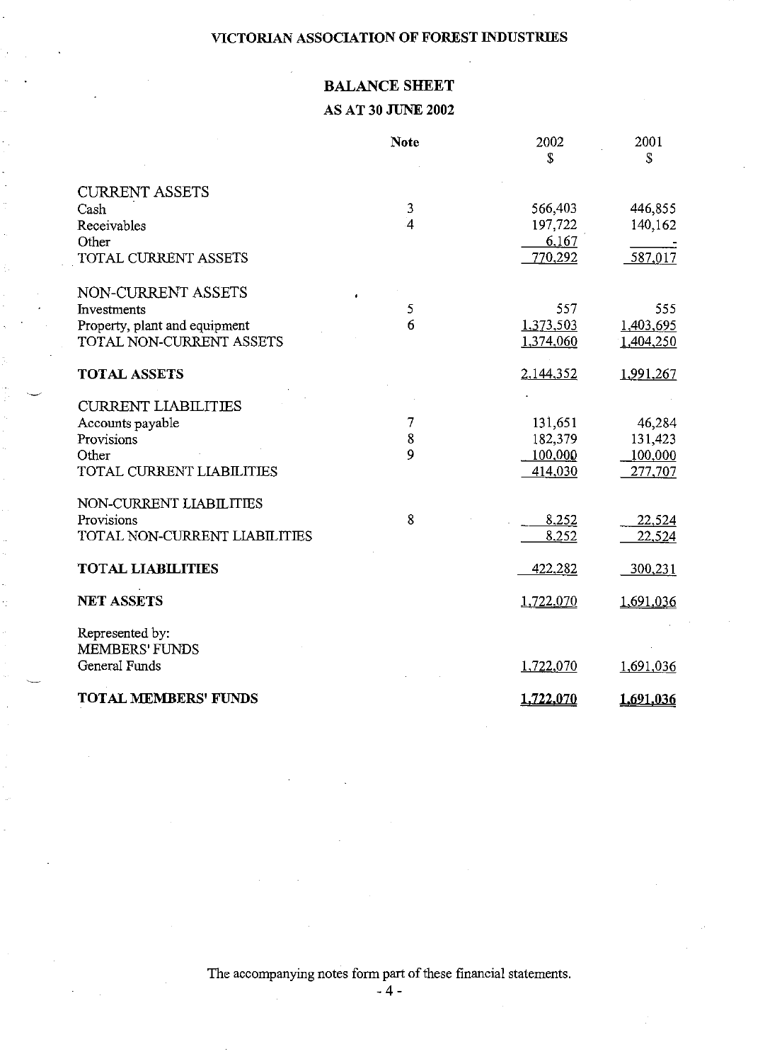# VICTORIAN ASSOCIATION OF FOREST INDUSTRIES

## BALANCE SHEET

### AS AT 30 JUNE 2002

| | Note | 2002 $ | 2001 $ |
|---|---|---|---|
| CURRENT ASSETS | | | |
| Cash | 3 | 566,403 | 446,855 |
| Receivables | 4 | 197,722 | 140,162 |
| Other | | 6,167 | - |
| TOTAL CURRENT ASSETS | | 770,292 | 587,017 |
| NON-CURRENT ASSETS | | | |
| Investments | 5 | 557 | 555 |
| Property, plant and equipment | 6 | 1,373,503 | 1,403,695 |
| TOTAL NON-CURRENT ASSETS | | 1,374,060 | 1,404,250 |
| **TOTAL ASSETS** | | 2,144,352 | 1,991,267 |
| CURRENT LIABILITIES | | | |
| Accounts payable | 7 | 131,651 | 46,284 |
| Provisions | 8 | 182,379 | 131,423 |
| Other | 9 | 100,000 | 100,000 |
| TOTAL CURRENT LIABILITIES | | 414,030 | 277,707 |
| NON-CURRENT LIABILITIES | | | |
| Provisions | 8 | 8,252 | 22,524 |
| TOTAL NON-CURRENT LIABILITIES | | 8,252 | 22,524 |
| **TOTAL LIABILITIES** | | 422,282 | 300,231 |
| **NET ASSETS** | | 1,722,070 | 1,691,036 |
| Represented by: | | | |
| MEMBERS' FUNDS | | | |
| General Funds | | 1,722,070 | 1,691,036 |
| **TOTAL MEMBERS' FUNDS** | | **1,722,070** | **1,691,036** |

The accompanying notes form part of these financial statements.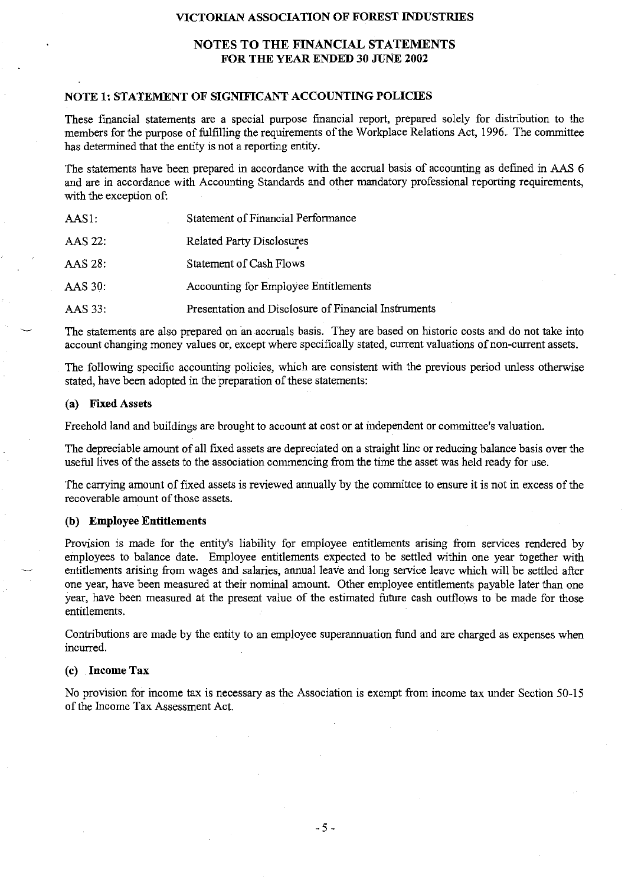VICTORIAN ASSOCIATION OF FOREST INDUSTRIES

# NOTES TO THE FINANCIAL STATEMENTS
## FOR THE YEAR ENDED 30 JUNE 2002

### NOTE 1: STATEMENT OF SIGNIFICANT ACCOUNTING POLICIES

These financial statements are a special purpose financial report, prepared solely for distribution to the members for the purpose of fulfilling the requirements of the Workplace Relations Act, 1996. The committee has determined that the entity is not a reporting entity.

The statements have been prepared in accordance with the accrual basis of accounting as defined in AAS 6 and are in accordance with Accounting Standards and other mandatory professional reporting requirements, with the exception of:

| | |
|---|---|
| AAS1: | Statement of Financial Performance |
| AAS 22: | Related Party Disclosures |
| AAS 28: | Statement of Cash Flows |
| AAS 30: | Accounting for Employee Entitlements |
| AAS 33: | Presentation and Disclosure of Financial Instruments |

The statements are also prepared on an accruals basis. They are based on historic costs and do not take into account changing money values or, except where specifically stated, current valuations of non-current assets.

The following specific accounting policies, which are consistent with the previous period unless otherwise stated, have been adopted in the preparation of these statements:

**(a) Fixed Assets**

Freehold land and buildings are brought to account at cost or at independent or committee's valuation.

The depreciable amount of all fixed assets are depreciated on a straight line or reducing balance basis over the useful lives of the assets to the association commencing from the time the asset was held ready for use.

The carrying amount of fixed assets is reviewed annually by the committee to ensure it is not in excess of the recoverable amount of those assets.

**(b) Employee Entitlements**

Provision is made for the entity's liability for employee entitlements arising from services rendered by employees to balance date. Employee entitlements expected to be settled within one year together with entitlements arising from wages and salaries, annual leave and long service leave which will be settled after one year, have been measured at their nominal amount. Other employee entitlements payable later than one year, have been measured at the present value of the estimated future cash outflows to be made for those entitlements.

Contributions are made by the entity to an employee superannuation fund and are charged as expenses when incurred.

**(c) Income Tax**

No provision for income tax is necessary as the Association is exempt from income tax under Section 50-15 of the Income Tax Assessment Act.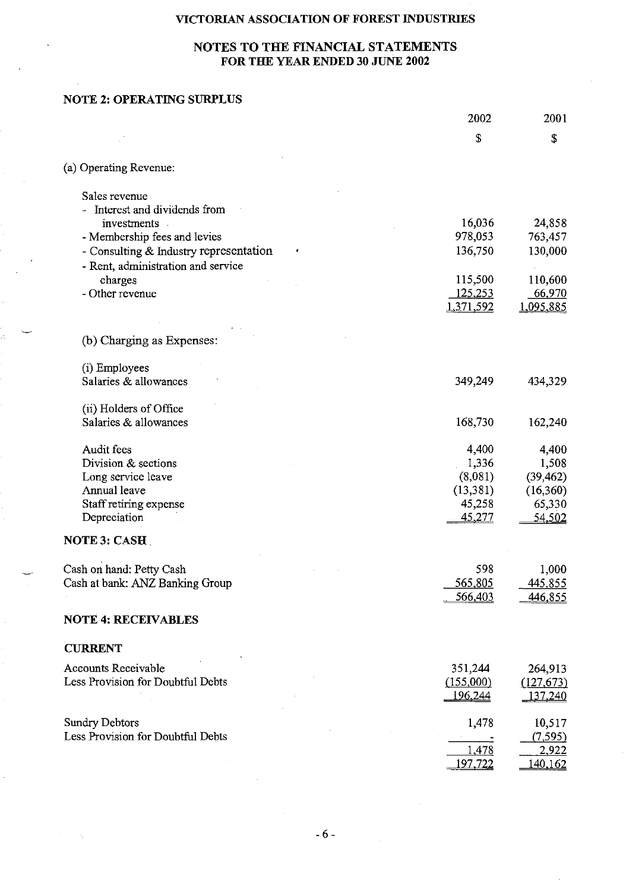VICTORIAN ASSOCIATION OF FOREST INDUSTRIES

## NOTES TO THE FINANCIAL STATEMENTS
### FOR THE YEAR ENDED 30 JUNE 2002

### NOTE 2: OPERATING SURPLUS

| | 2002 | 2001 |
|---|---|---|
| | $ | $ |
| (a) Operating Revenue: | | |
| Sales revenue | | |
| - Interest and dividends from investments | 16,036 | 24,858 |
| - Membership fees and levies | 978,053 | 763,457 |
| - Consulting & Industry representation | 136,750 | 130,000 |
| - Rent, administration and service charges | 115,500 | 110,600 |
| - Other revenue | 125,253 | 66,970 |
| | 1,371,592 | 1,095,885 |
| (b) Charging as Expenses: | | |
| (i) Employees | | |
| Salaries & allowances | 349,249 | 434,329 |
| (ii) Holders of Office | | |
| Salaries & allowances | 168,730 | 162,240 |
| Audit fees | 4,400 | 4,400 |
| Division & sections | 1,336 | 1,508 |
| Long service leave | (8,081) | (39,462) |
| Annual leave | (13,381) | (16,360) |
| Staff retiring expense | 45,258 | 65,330 |
| Depreciation | 45,277 | 54,502 |

### NOTE 3: CASH

| | 2002 | 2001 |
|---|---|---|
| Cash on hand: Petty Cash | 598 | 1,000 |
| Cash at bank: ANZ Banking Group | 565,805 | 445,855 |
| | 566,403 | 446,855 |

### NOTE 4: RECEIVABLES

**CURRENT**

| | 2002 | 2001 |
|---|---|---|
| Accounts Receivable | 351,244 | 264,913 |
| Less Provision for Doubtful Debts | (155,000) | (127,673) |
| | 196,244 | 137,240 |
| Sundry Debtors | 1,478 | 10,517 |
| Less Provision for Doubtful Debts | - | (7,595) |
| | 1,478 | 2,922 |
| | 197,722 | 140,162 |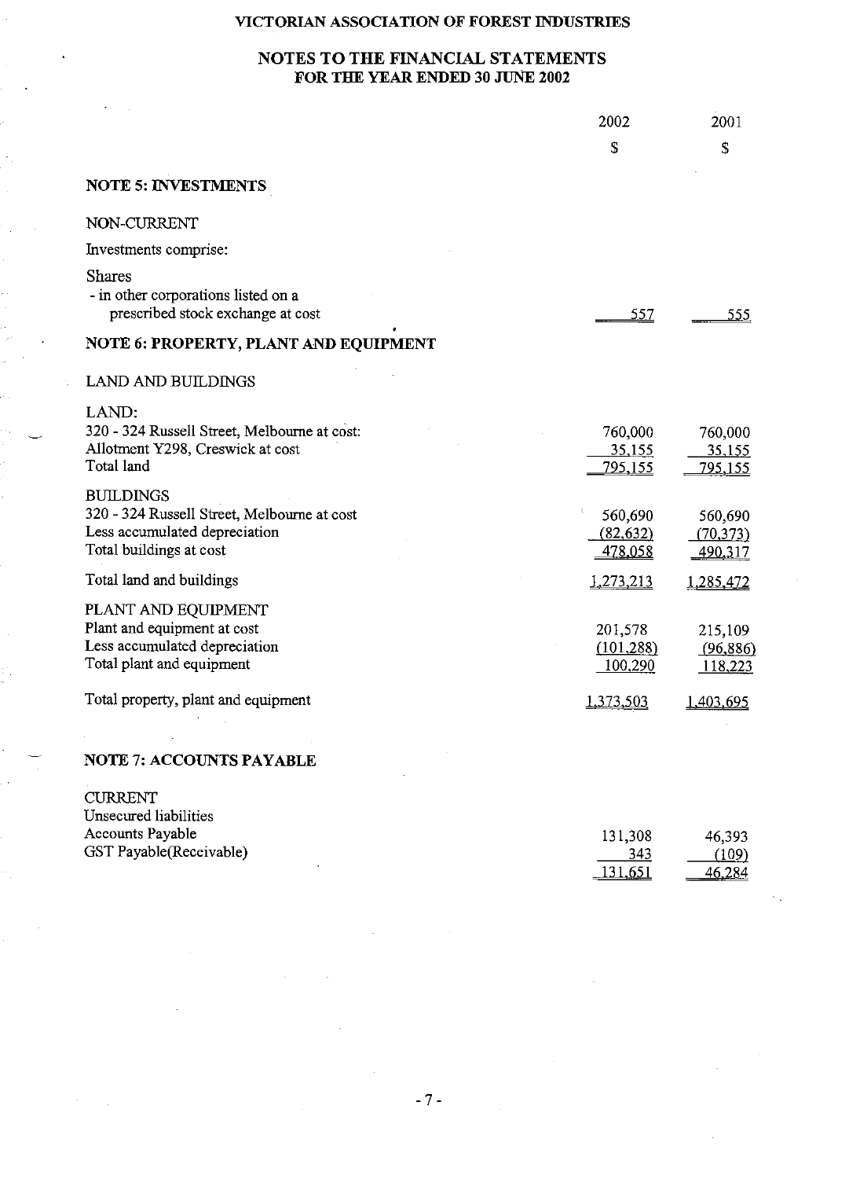VICTORIAN ASSOCIATION OF FOREST INDUSTRIES

## NOTES TO THE FINANCIAL STATEMENTS
### FOR THE YEAR ENDED 30 JUNE 2002

| | 2002 | 2001 |
|---|---|---|
| | $ | $ |
| **NOTE 5: INVESTMENTS** | | |
| NON-CURRENT | | |
| Investments comprise: | | |
| Shares | | |
| - in other corporations listed on a prescribed stock exchange at cost | 557 | 555 |
| **NOTE 6: PROPERTY, PLANT AND EQUIPMENT** | | |
| LAND AND BUILDINGS | | |
| LAND: | | |
| 320 - 324 Russell Street, Melbourne at cost: | 760,000 | 760,000 |
| Allotment Y298, Creswick at cost | 35,155 | 35,155 |
| Total land | 795,155 | 795,155 |
| BUILDINGS | | |
| 320 - 324 Russell Street, Melbourne at cost | 560,690 | 560,690 |
| Less accumulated depreciation | (82,632) | (70,373) |
| Total buildings at cost | 478,058 | 490,317 |
| Total land and buildings | 1,273,213 | 1,285,472 |
| PLANT AND EQUIPMENT | | |
| Plant and equipment at cost | 201,578 | 215,109 |
| Less accumulated depreciation | (101,288) | (96,886) |
| Total plant and equipment | 100,290 | 118,223 |
| Total property, plant and equipment | 1,373,503 | 1,403,695 |
| **NOTE 7: ACCOUNTS PAYABLE** | | |
| CURRENT | | |
| Unsecured liabilities | | |
| Accounts Payable | 131,308 | 46,393 |
| GST Payable(Receivable) | 343 | (109) |
| | 131,651 | 46,284 |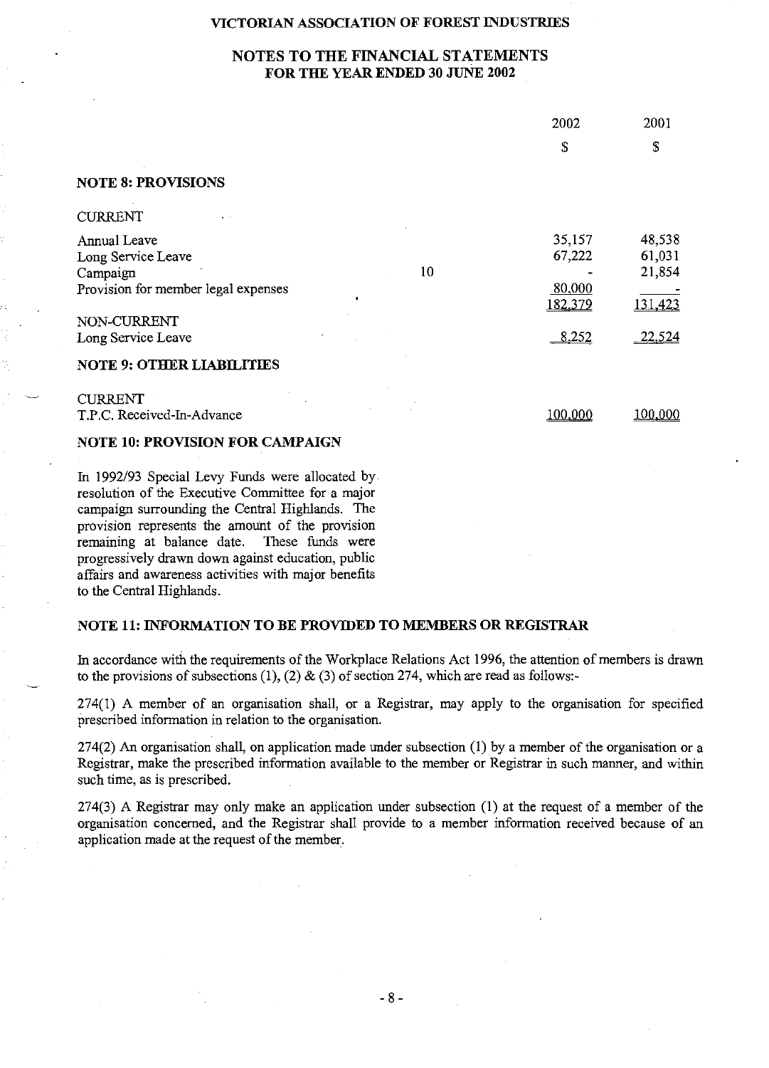## NOTES TO THE FINANCIAL STATEMENTS FOR THE YEAR ENDED 30 JUNE 2002

| | | 2002 | 2001 |
|---|---|---|---|
| | | $ | $ |
| **NOTE 8: PROVISIONS** | | | |
| CURRENT | | | |
| Annual Leave | | 35,157 | 48,538 |
| Long Service Leave | | 67,222 | 61,031 |
| Campaign | 10 | - | 21,854 |
| Provision for member legal expenses | | 80,000 | - |
| | | 182,379 | 131,423 |
| NON-CURRENT | | | |
| Long Service Leave | | 8,252 | 22,524 |
| **NOTE 9: OTHER LIABILITIES** | | | |
| CURRENT | | | |
| T.P.C. Received-In-Advance | | 100,000 | 100,000 |

### NOTE 10: PROVISION FOR CAMPAIGN

In 1992/93 Special Levy Funds were allocated by resolution of the Executive Committee for a major campaign surrounding the Central Highlands. The provision represents the amount of the provision remaining at balance date. These funds were progressively drawn down against education, public affairs and awareness activities with major benefits to the Central Highlands.

### NOTE 11: INFORMATION TO BE PROVIDED TO MEMBERS OR REGISTRAR

In accordance with the requirements of the Workplace Relations Act 1996, the attention of members is drawn to the provisions of subsections (1), (2) & (3) of section 274, which are read as follows:-

274(1) A member of an organisation shall, or a Registrar, may apply to the organisation for specified prescribed information in relation to the organisation.

274(2) An organisation shall, on application made under subsection (1) by a member of the organisation or a Registrar, make the prescribed information available to the member or Registrar in such manner, and within such time, as is prescribed.

274(3) A Registrar may only make an application under subsection (1) at the request of a member of the organisation concerned, and the Registrar shall provide to a member information received because of an application made at the request of the member.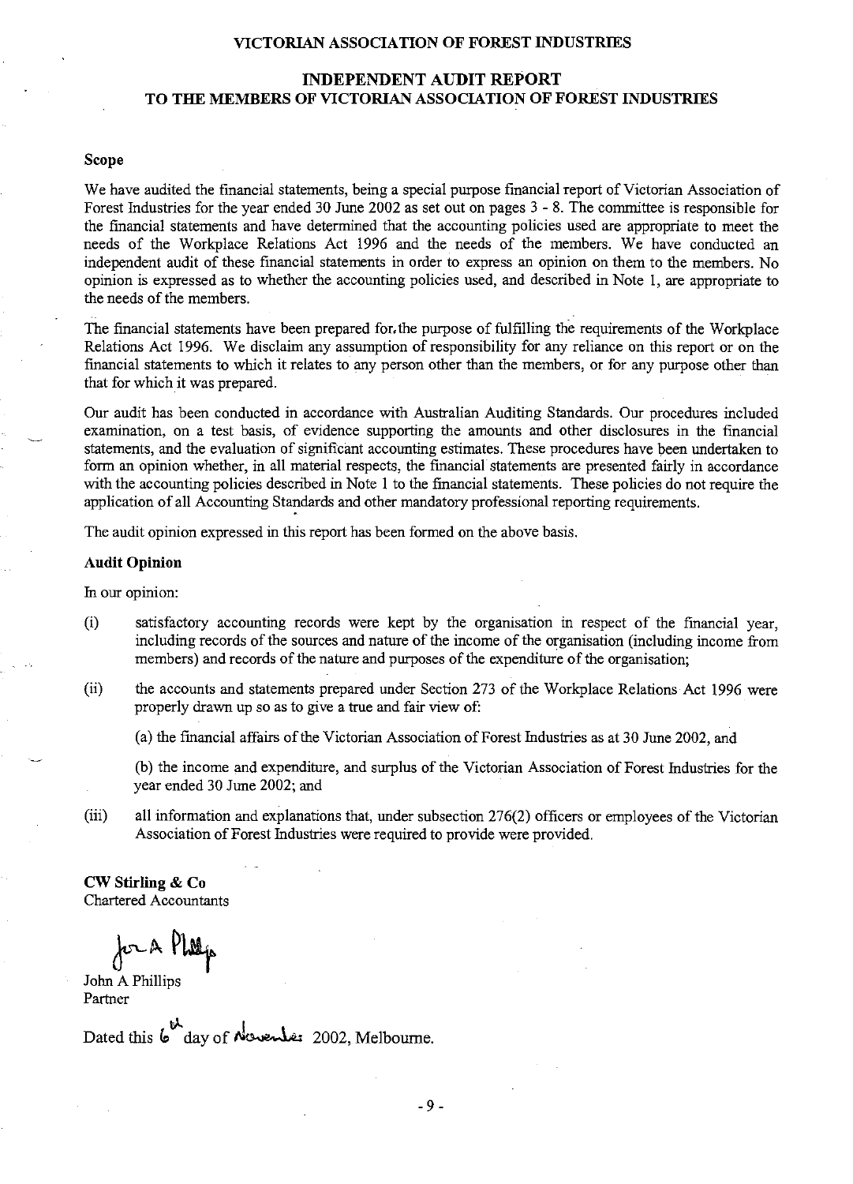VICTORIAN ASSOCIATION OF FOREST INDUSTRIES

# INDEPENDENT AUDIT REPORT
## TO THE MEMBERS OF VICTORIAN ASSOCIATION OF FOREST INDUSTRIES

### Scope

We have audited the financial statements, being a special purpose financial report of Victorian Association of Forest Industries for the year ended 30 June 2002 as set out on pages 3 - 8. The committee is responsible for the financial statements and have determined that the accounting policies used are appropriate to meet the needs of the Workplace Relations Act 1996 and the needs of the members. We have conducted an independent audit of these financial statements in order to express an opinion on them to the members. No opinion is expressed as to whether the accounting policies used, and described in Note 1, are appropriate to the needs of the members.

The financial statements have been prepared for the purpose of fulfilling the requirements of the Workplace Relations Act 1996. We disclaim any assumption of responsibility for any reliance on this report or on the financial statements to which it relates to any person other than the members, or for any purpose other than that for which it was prepared.

Our audit has been conducted in accordance with Australian Auditing Standards. Our procedures included examination, on a test basis, of evidence supporting the amounts and other disclosures in the financial statements, and the evaluation of significant accounting estimates. These procedures have been undertaken to form an opinion whether, in all material respects, the financial statements are presented fairly in accordance with the accounting policies described in Note 1 to the financial statements. These policies do not require the application of all Accounting Standards and other mandatory professional reporting requirements.

The audit opinion expressed in this report has been formed on the above basis.

### Audit Opinion

In our opinion:

(i) satisfactory accounting records were kept by the organisation in respect of the financial year, including records of the sources and nature of the income of the organisation (including income from members) and records of the nature and purposes of the expenditure of the organisation;

(ii) the accounts and statements prepared under Section 273 of the Workplace Relations Act 1996 were properly drawn up so as to give a true and fair view of:

(a) the financial affairs of the Victorian Association of Forest Industries as at 30 June 2002, and

(b) the income and expenditure, and surplus of the Victorian Association of Forest Industries for the year ended 30 June 2002; and

(iii) all information and explanations that, under subsection 276(2) officers or employees of the Victorian Association of Forest Industries were required to provide were provided.

**CW Stirling & Co**
Chartered Accountants

John A Phillips
Partner

Dated this 6th day of November 2002, Melbourne.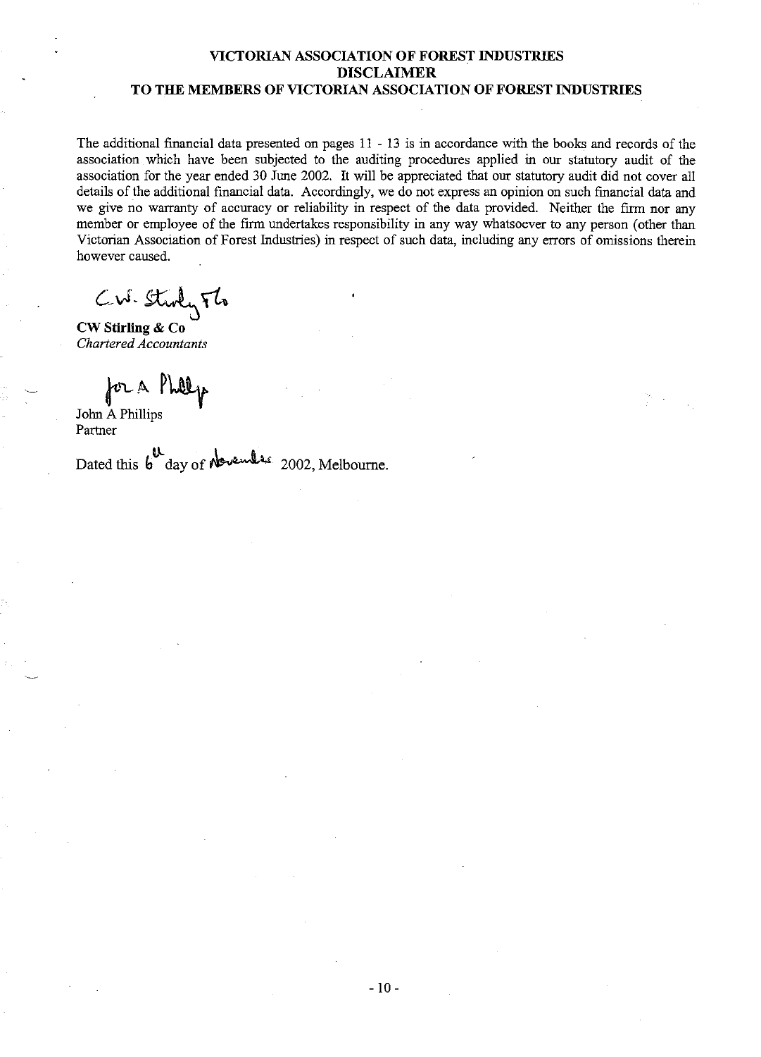**VICTORIAN ASSOCIATION OF FOREST INDUSTRIES**
**DISCLAIMER**
**TO THE MEMBERS OF VICTORIAN ASSOCIATION OF FOREST INDUSTRIES**

The additional financial data presented on pages 11 - 13 is in accordance with the books and records of the association which have been subjected to the auditing procedures applied in our statutory audit of the association for the year ended 30 June 2002. It will be appreciated that our statutory audit did not cover all details of the additional financial data. Accordingly, we do not express an opinion on such financial data and we give no warranty of accuracy or reliability in respect of the data provided. Neither the firm nor any member or employee of the firm undertakes responsibility in any way whatsoever to any person (other than Victorian Association of Forest Industries) in respect of such data, including any errors of omissions therein however caused.

C.W. Stirling & Co

**CW Stirling & Co**
*Chartered Accountants*

J A Phillips

John A Phillips
Partner

Dated this 6th day of November 2002, Melbourne.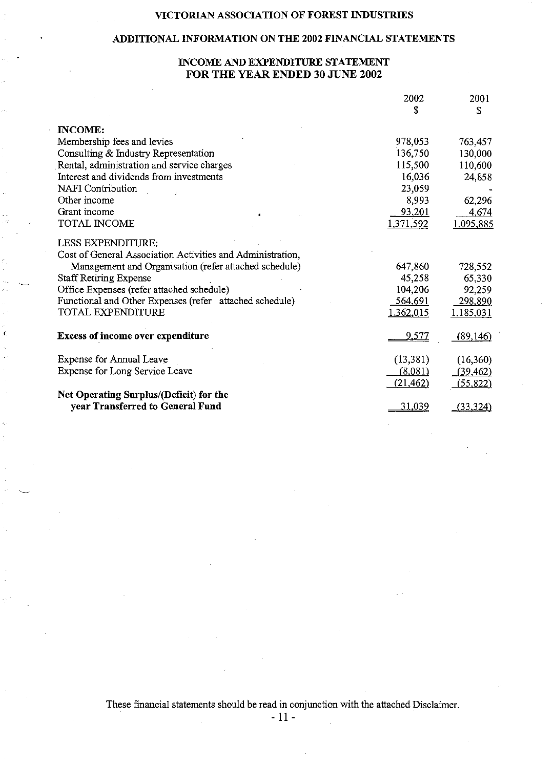# VICTORIAN ASSOCIATION OF FOREST INDUSTRIES

## ADDITIONAL INFORMATION ON THE 2002 FINANCIAL STATEMENTS

## INCOME AND EXPENDITURE STATEMENT FOR THE YEAR ENDED 30 JUNE 2002

| | 2002 | 2001 |
|---|---|---|
| | $ | $ |
| **INCOME:** | | |
| Membership fees and levies | 978,053 | 763,457 |
| Consulting & Industry Representation | 136,750 | 130,000 |
| Rental, administration and service charges | 115,500 | 110,600 |
| Interest and dividends from investments | 16,036 | 24,858 |
| NAFI Contribution | 23,059 | - |
| Other income | 8,993 | 62,296 |
| Grant income | 93,201 | 4,674 |
| TOTAL INCOME | 1,371,592 | 1,095,885 |
| LESS EXPENDITURE: | | |
| Cost of General Association Activities and Administration, Management and Organisation (refer attached schedule) | 647,860 | 728,552 |
| Staff Retiring Expense | 45,258 | 65,330 |
| Office Expenses (refer attached schedule) | 104,206 | 92,259 |
| Functional and Other Expenses (refer attached schedule) | 564,691 | 298,890 |
| TOTAL EXPENDITURE | 1,362,015 | 1,185,031 |
| **Excess of income over expenditure** | 9,577 | (89,146) |
| Expense for Annual Leave | (13,381) | (16,360) |
| Expense for Long Service Leave | (8,081) | (39,462) |
| | (21,462) | (55,822) |
| **Net Operating Surplus/(Deficit) for the year Transferred to General Fund** | 31,039 | (33,324) |

These financial statements should be read in conjunction with the attached Disclaimer.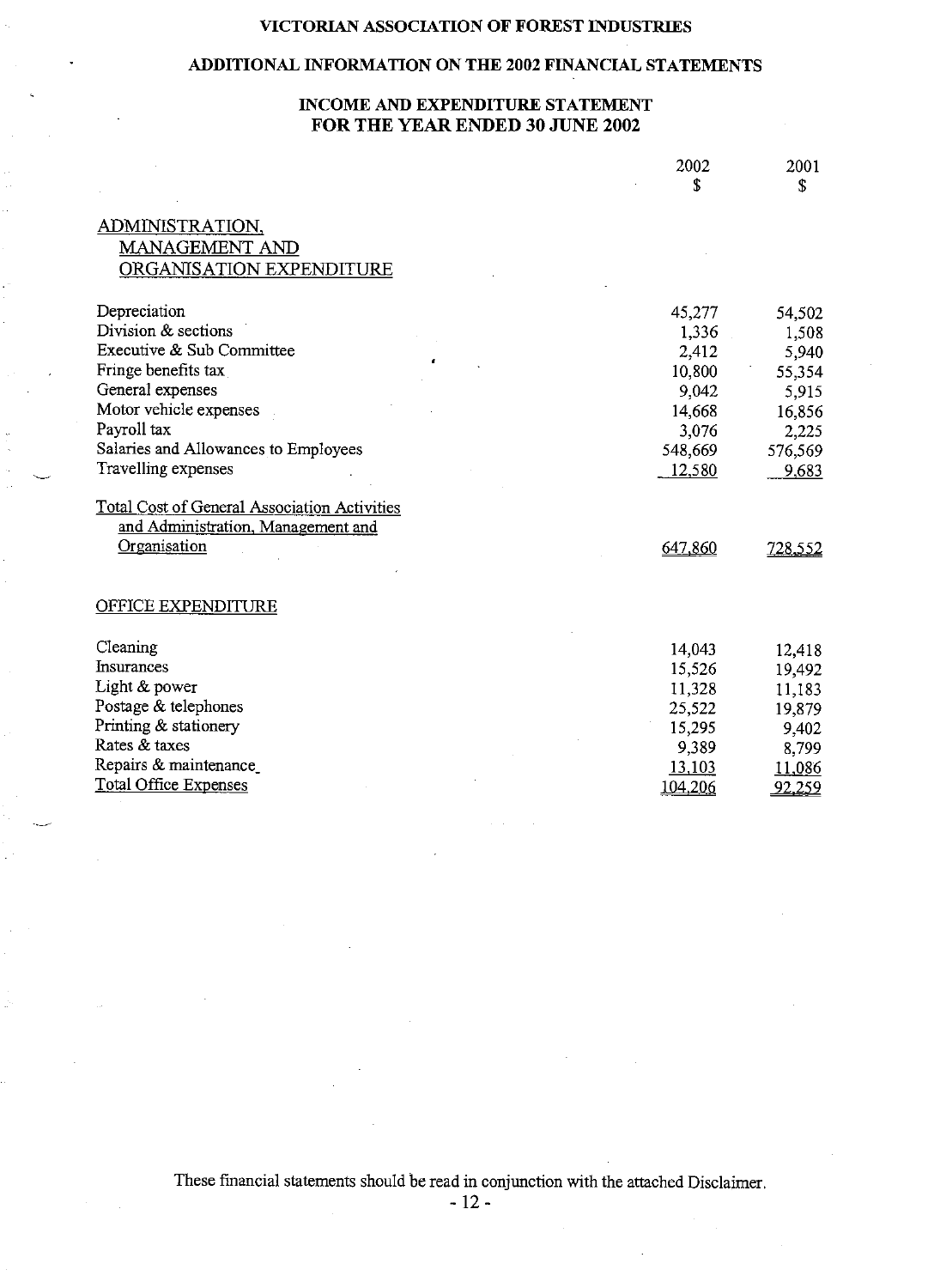**VICTORIAN ASSOCIATION OF FOREST INDUSTRIES**

**ADDITIONAL INFORMATION ON THE 2002 FINANCIAL STATEMENTS**

**INCOME AND EXPENDITURE STATEMENT FOR THE YEAR ENDED 30 JUNE 2002**

| | 2002 $ | 2001 $ |
|---|---|---|
| ADMINISTRATION, MANAGEMENT AND ORGANISATION EXPENDITURE | | |
| Depreciation | 45,277 | 54,502 |
| Division & sections | 1,336 | 1,508 |
| Executive & Sub Committee | 2,412 | 5,940 |
| Fringe benefits tax | 10,800 | 55,354 |
| General expenses | 9,042 | 5,915 |
| Motor vehicle expenses | 14,668 | 16,856 |
| Payroll tax | 3,076 | 2,225 |
| Salaries and Allowances to Employees | 548,669 | 576,569 |
| Travelling expenses | 12,580 | 9,683 |
| Total Cost of General Association Activities and Administration, Management and Organisation | 647,860 | 728,552 |
| | | |
| OFFICE EXPENDITURE | | |
| Cleaning | 14,043 | 12,418 |
| Insurances | 15,526 | 19,492 |
| Light & power | 11,328 | 11,183 |
| Postage & telephones | 25,522 | 19,879 |
| Printing & stationery | 15,295 | 9,402 |
| Rates & taxes | 9,389 | 8,799 |
| Repairs & maintenance | 13,103 | 11,086 |
| Total Office Expenses | 104,206 | 92,259 |

These financial statements should be read in conjunction with the attached Disclaimer.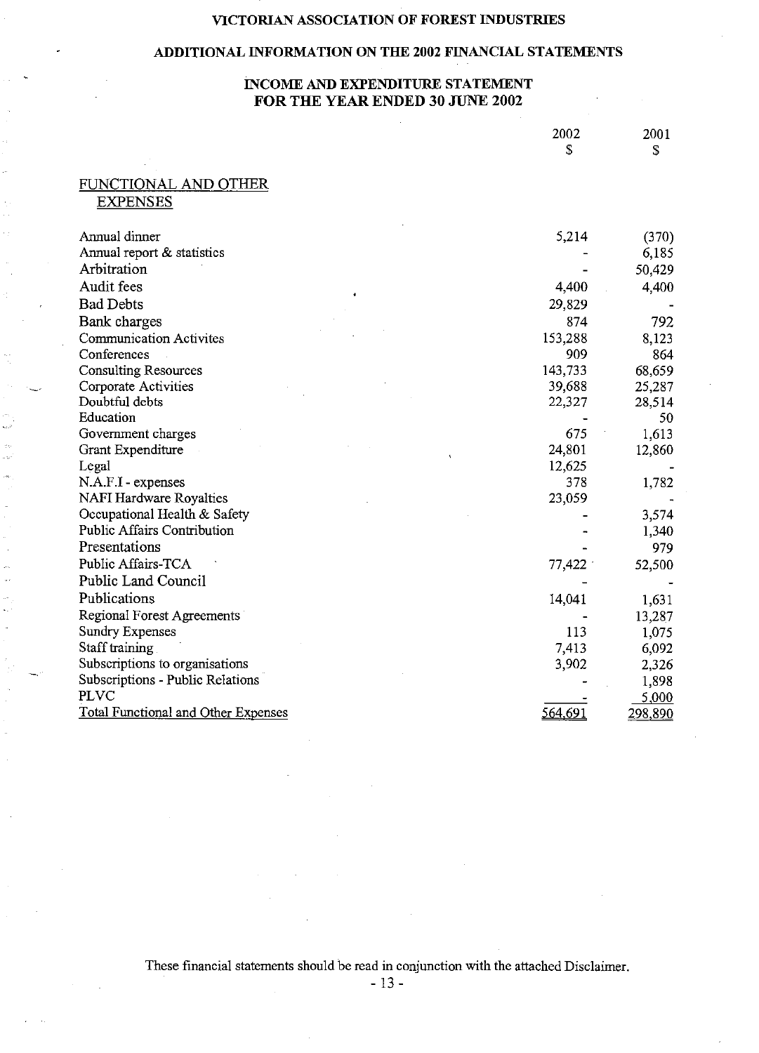# VICTORIAN ASSOCIATION OF FOREST INDUSTRIES

## ADDITIONAL INFORMATION ON THE 2002 FINANCIAL STATEMENTS

### INCOME AND EXPENDITURE STATEMENT FOR THE YEAR ENDED 30 JUNE 2002

| | 2002 $ | 2001 $ |
|---|---|---|
| FUNCTIONAL AND OTHER EXPENSES | | |
| Annual dinner | 5,214 | (370) |
| Annual report & statistics | - | 6,185 |
| Arbitration | - | 50,429 |
| Audit fees | 4,400 | 4,400 |
| Bad Debts | 29,829 | - |
| Bank charges | 874 | 792 |
| Communication Activites | 153,288 | 8,123 |
| Conferences | 909 | 864 |
| Consulting Resources | 143,733 | 68,659 |
| Corporate Activities | 39,688 | 25,287 |
| Doubtful debts | 22,327 | 28,514 |
| Education | - | 50 |
| Government charges | 675 | 1,613 |
| Grant Expenditure | 24,801 | 12,860 |
| Legal | 12,625 | - |
| N.A.F.I - expenses | 378 | 1,782 |
| NAFI Hardware Royalties | 23,059 | - |
| Occupational Health & Safety | - | 3,574 |
| Public Affairs Contribution | - | 1,340 |
| Presentations | - | 979 |
| Public Affairs-TCA | 77,422 | 52,500 |
| Public Land Council | - | - |
| Publications | 14,041 | 1,631 |
| Regional Forest Agreements | - | 13,287 |
| Sundry Expenses | 113 | 1,075 |
| Staff training | 7,413 | 6,092 |
| Subscriptions to organisations | 3,902 | 2,326 |
| Subscriptions - Public Relations | - | 1,898 |
| PLVC | - | 5,000 |
| Total Functional and Other Expenses | 564,691 | 298,890 |

These financial statements should be read in conjunction with the attached Disclaimer.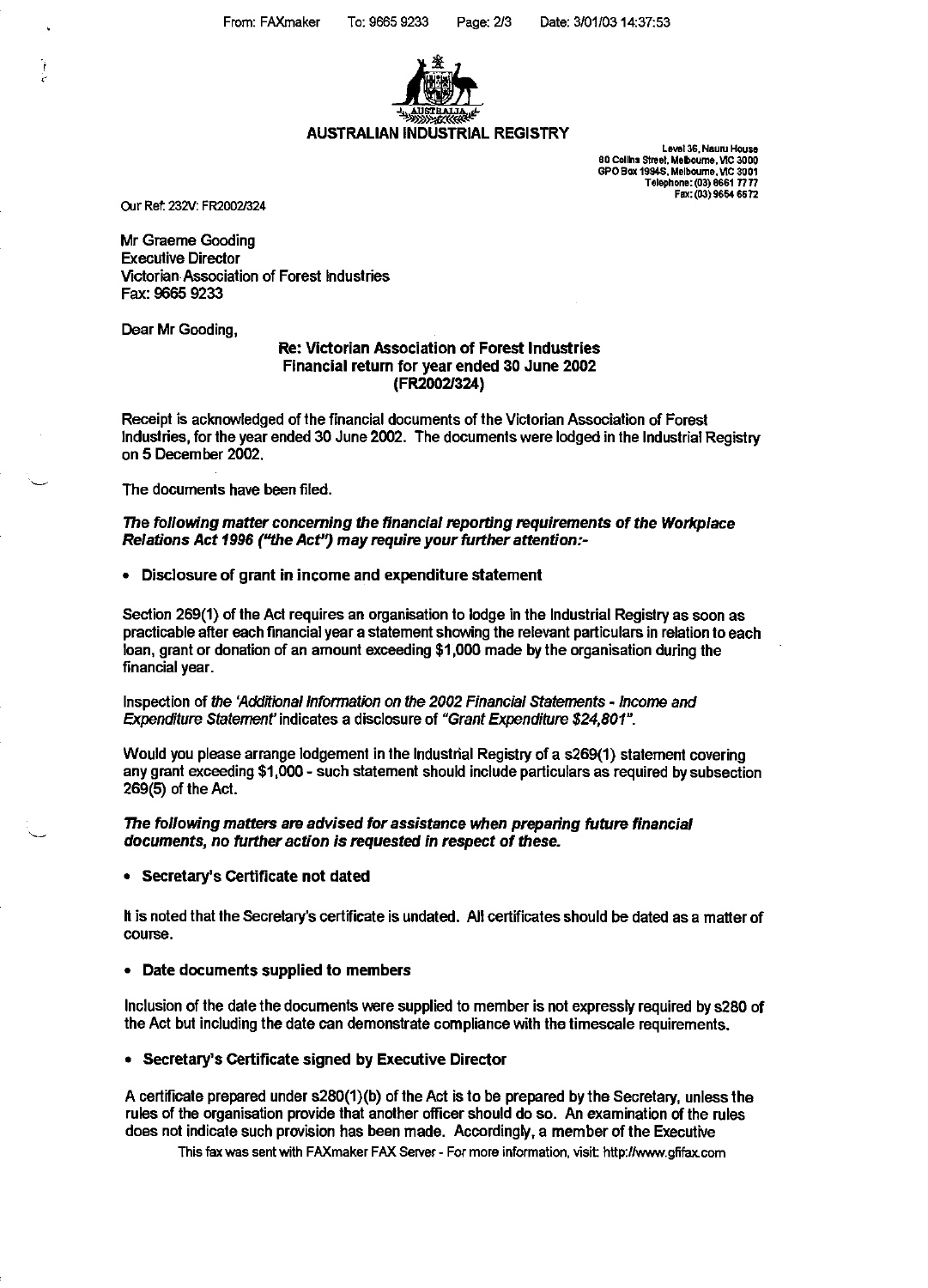**AUSTRALIAN INDUSTRIAL REGISTRY**

Level 36, Nauru House
80 Collins Street, Melbourne, VIC 3000
GPO Box 1994S, Melbourne, VIC 3001
Telephone: (03) 8661 7777
Fax: (03) 9654 6672

Our Ref: 232V: FR2002/324

Mr Graeme Gooding
Executive Director
Victorian Association of Forest Industries
Fax: 9665 9233

Dear Mr Gooding,

**Re: Victorian Association of Forest Industries**
**Financial return for year ended 30 June 2002**
**(FR2002/324)**

Receipt is acknowledged of the financial documents of the Victorian Association of Forest Industries, for the year ended 30 June 2002. The documents were lodged in the Industrial Registry on 5 December 2002.

The documents have been filed.

***The following matter concerning the financial reporting requirements of the Workplace Relations Act 1996 ("the Act") may require your further attention:-***

- **Disclosure of grant in income and expenditure statement**

Section 269(1) of the Act requires an organisation to lodge in the Industrial Registry as soon as practicable after each financial year a statement showing the relevant particulars in relation to each loan, grant or donation of an amount exceeding $1,000 made by the organisation during the financial year.

Inspection of *the 'Additional Information on the 2002 Financial Statements - Income and Expenditure Statement'* indicates a disclosure of *"Grant Expenditure $24,801"*.

Would you please arrange lodgement in the Industrial Registry of a s269(1) statement covering any grant exceeding $1,000 - such statement should include particulars as required by subsection 269(5) of the Act.

***The following matters are advised for assistance when preparing future financial documents, no further action is requested in respect of these.***

- **Secretary's Certificate not dated**

It is noted that the Secretary's certificate is undated. All certificates should be dated as a matter of course.

- **Date documents supplied to members**

Inclusion of the date the documents were supplied to member is not expressly required by s280 of the Act but including the date can demonstrate compliance with the timescale requirements.

- **Secretary's Certificate signed by Executive Director**

A certificate prepared under s280(1)(b) of the Act is to be prepared by the Secretary, unless the rules of the organisation provide that another officer should do so. An examination of the rules does not indicate such provision has been made. Accordingly, a member of the Executive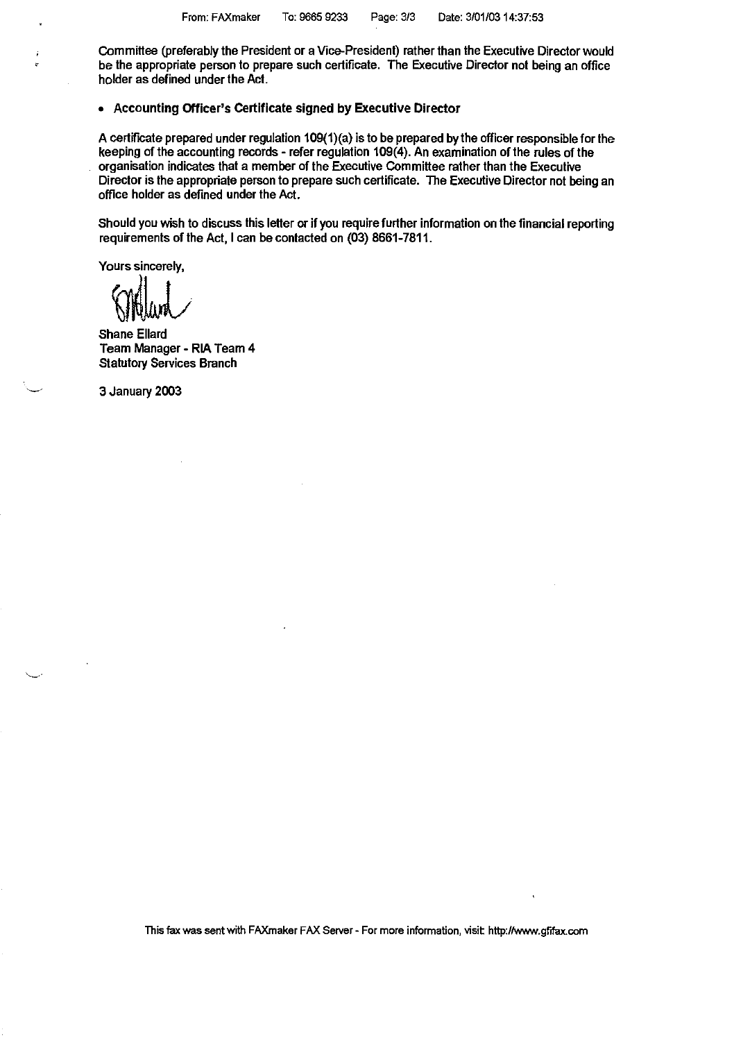Committee (preferably the President or a Vice-President) rather than the Executive Director would be the appropriate person to prepare such certificate. The Executive Director not being an office holder as defined under the Act.

- **Accounting Officer's Certificate signed by Executive Director**

A certificate prepared under regulation 109(1)(a) is to be prepared by the officer responsible for the keeping of the accounting records - refer regulation 109(4). An examination of the rules of the organisation indicates that a member of the Executive Committee rather than the Executive Director is the appropriate person to prepare such certificate. The Executive Director not being an office holder as defined under the Act.

Should you wish to discuss this letter or if you require further information on the financial reporting requirements of the Act, I can be contacted on (03) 8661-7811.

Yours sincerely,

Shane Ellard
Team Manager - RIA Team 4
Statutory Services Branch

3 January 2003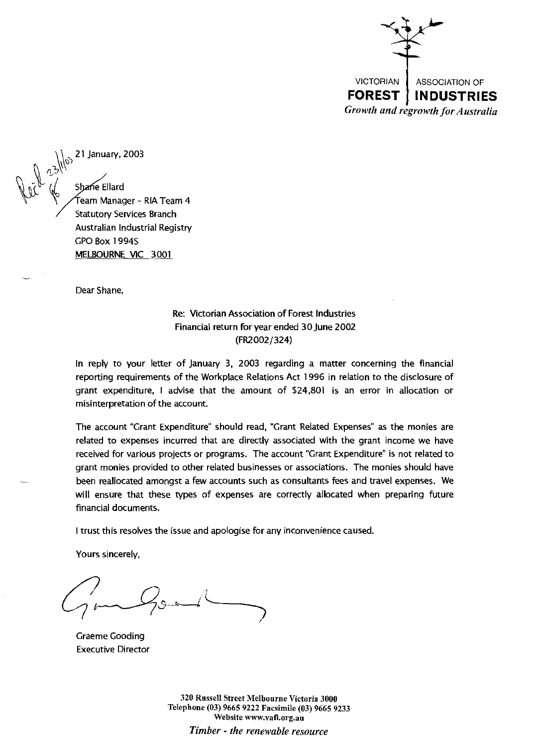VICTORIAN ASSOCIATION OF
**FOREST INDUSTRIES**
*Growth and regrowth for Australia*

Rec'd 23/1/03

21 January, 2003

Shane Ellard
Team Manager - RIA Team 4
Statutory Services Branch
Australian Industrial Registry
GPO Box 1994S
MELBOURNE VIC 3001

Dear Shane,

Re: Victorian Association of Forest Industries
Financial return for year ended 30 June 2002
(FR2002/324)

In reply to your letter of January 3, 2003 regarding a matter concerning the financial reporting requirements of the Workplace Relations Act 1996 in relation to the disclosure of grant expenditure, I advise that the amount of $24,801 is an error in allocation or misinterpretation of the account.

The account "Grant Expenditure" should read, "Grant Related Expenses" as the monies are related to expenses incurred that are directly associated with the grant income we have received for various projects or programs. The account "Grant Expenditure" is not related to grant monies provided to other related businesses or associations. The monies should have been reallocated amongst a few accounts such as consultants fees and travel expenses. We will ensure that these types of expenses are correctly allocated when preparing future financial documents.

I trust this resolves the issue and apologise for any inconvenience caused.

Yours sincerely,

Graeme Gooding
Executive Director

320 Russell Street Melbourne Victoria 3000
Telephone (03) 9665 9222 Facsimile (03) 9665 9233
Website www.vafi.org.au

*Timber - the renewable resource*